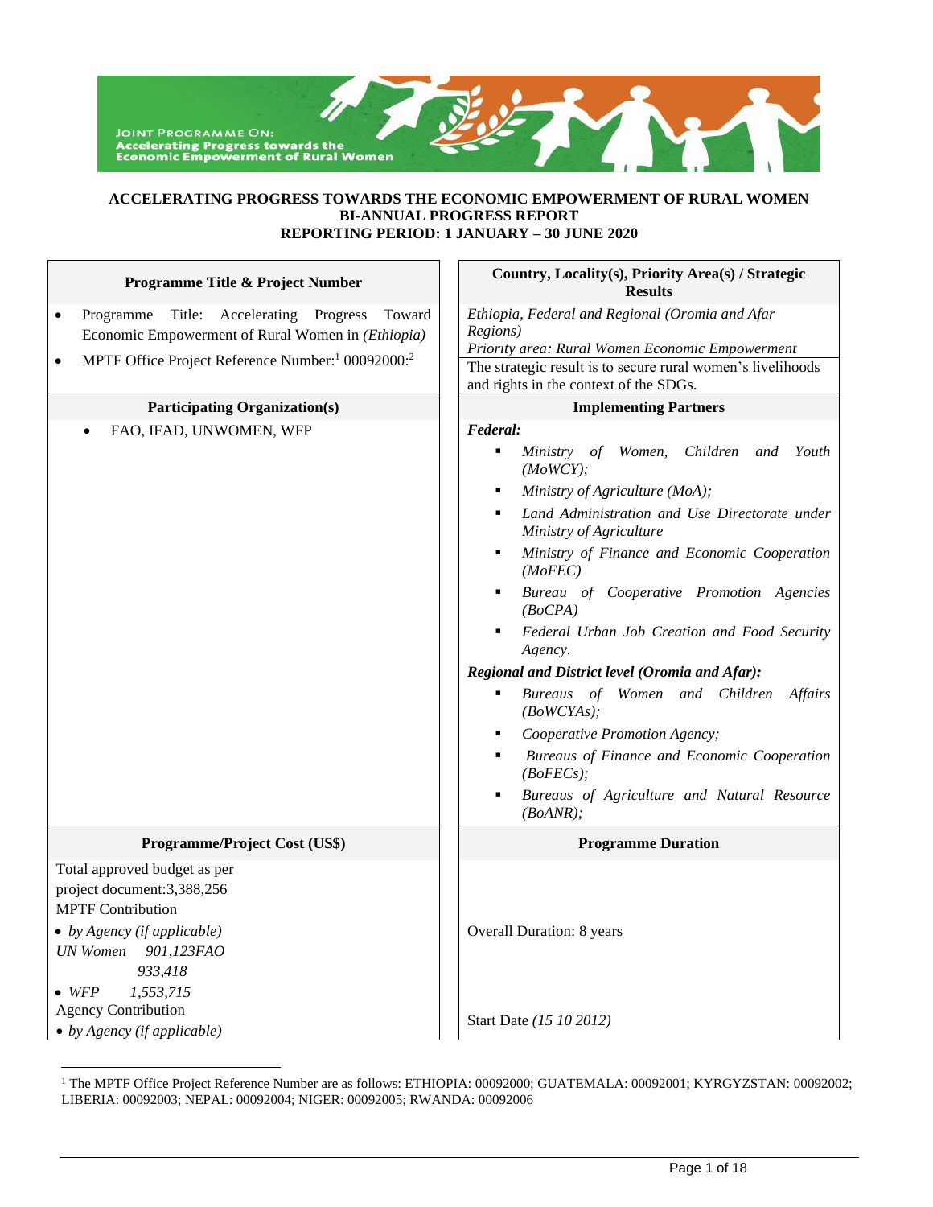JOINT PROGRAMME ON: Accelerating Progress towards the Economic Empowerment of Rural Women

**ACCELERATING PROGRESS TOWARDS THE ECONOMIC EMPOWERMENT OF RURAL WOMEN**
**BI-ANNUAL PROGRESS REPORT**
**REPORTING PERIOD: 1 JANUARY – 30 JUNE 2020**

| **Programme Title & Project Number** | **Country, Locality(s), Priority Area(s) / Strategic Results** |
|---|---|
| • Programme Title: Accelerating Progress Toward Economic Empowerment of Rural Women in *(Ethiopia)*<br>• MPTF Office Project Reference Number:[1] 00092000:[2] | *Ethiopia, Federal and Regional (Oromia and Afar Regions)*<br>*Priority area: Rural Women Economic Empowerment*<br>The strategic result is to secure rural women's livelihoods and rights in the context of the SDGs. |
| **Participating Organization(s)** | **Implementing Partners** |
| • FAO, IFAD, UNWOMEN, WFP | ***Federal:***<br>▪ *Ministry of Women, Children and Youth (MoWCY);*<br>▪ *Ministry of Agriculture (MoA);*<br>▪ *Land Administration and Use Directorate under Ministry of Agriculture*<br>▪ *Ministry of Finance and Economic Cooperation (MoFEC)*<br>▪ *Bureau of Cooperative Promotion Agencies (BoCPA)*<br>▪ *Federal Urban Job Creation and Food Security Agency.*<br>***Regional and District level (Oromia and Afar):***<br>▪ *Bureaus of Women and Children Affairs (BoWCYAs);*<br>▪ *Cooperative Promotion Agency;*<br>▪ *Bureaus of Finance and Economic Cooperation (BoFECs);*<br>▪ *Bureaus of Agriculture and Natural Resource (BoANR);* |
| **Programme/Project Cost (US$)** | **Programme Duration** |
| Total approved budget as per project document:3,388,256<br>MPTF Contribution<br>• *by Agency (if applicable)*<br>*UN Women 901,123FAO 933,418*<br>• *WFP 1,553,715*<br>Agency Contribution<br>• *by Agency (if applicable)* | Overall Duration: 8 years<br><br>Start Date *(15 10 2012)* |

[1] The MPTF Office Project Reference Number are as follows: ETHIOPIA: 00092000; GUATEMALA: 00092001; KYRGYZSTAN: 00092002; LIBERIA: 00092003; NEPAL: 00092004; NIGER: 00092005; RWANDA: 00092006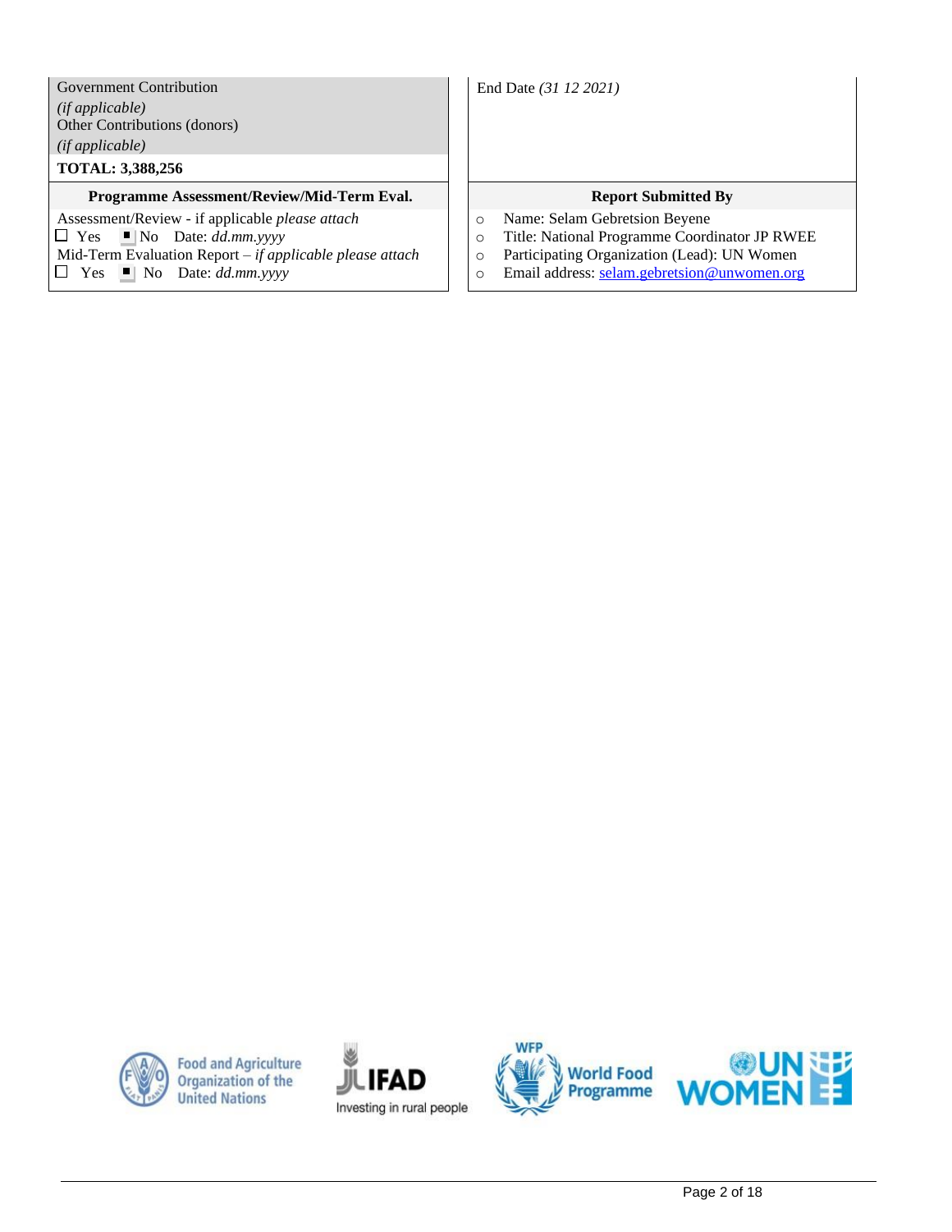| Government Contribution *(if applicable)* Other Contributions (donors) *(if applicable)* | End Date *(31 12 2021)* |
|---|---|
| **TOTAL: 3,388,256** | |
| **Programme Assessment/Review/Mid-Term Eval.** | **Report Submitted By** |
| Assessment/Review - if applicable *please attach*<br>☐ Yes ■ No Date: *dd.mm.yyyy*<br>Mid-Term Evaluation Report – *if applicable please attach*<br>☐ Yes ■ No Date: *dd.mm.yyyy* | ○ Name: Selam Gebretsion Beyene<br>○ Title: National Programme Coordinator JP RWEE<br>○ Participating Organization (Lead): UN Women<br>○ Email address: selam.gebretsion@unwomen.org |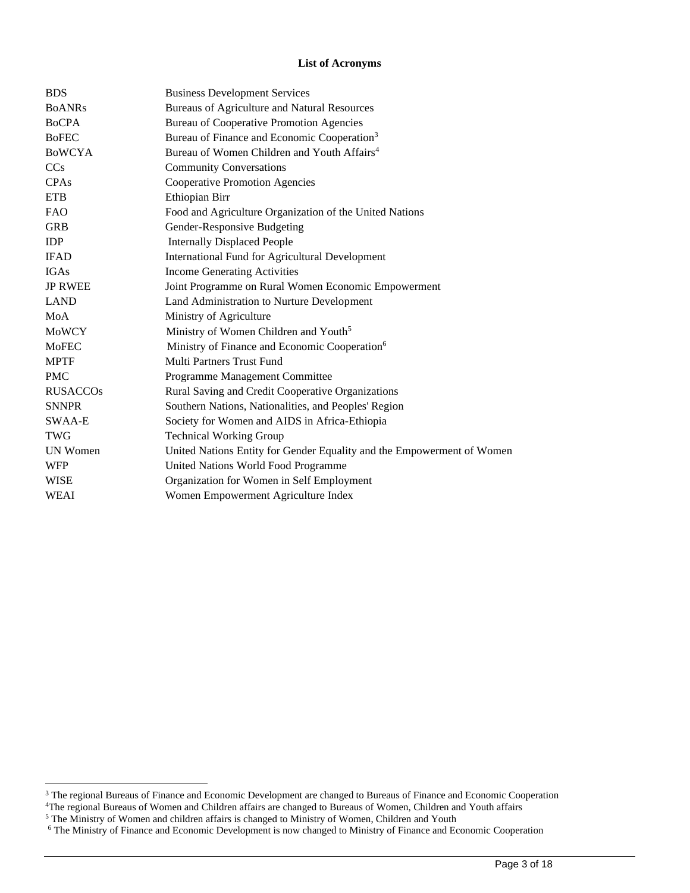**List of Acronyms**

| | |
|---|---|
| BDS | Business Development Services |
| BoANRs | Bureaus of Agriculture and Natural Resources |
| BoCPA | Bureau of Cooperative Promotion Agencies |
| BoFEC | Bureau of Finance and Economic Cooperation[3] |
| BoWCYA | Bureau of Women Children and Youth Affairs[4] |
| CCs | Community Conversations |
| CPAs | Cooperative Promotion Agencies |
| ETB | Ethiopian Birr |
| FAO | Food and Agriculture Organization of the United Nations |
| GRB | Gender-Responsive Budgeting |
| IDP | Internally Displaced People |
| IFAD | International Fund for Agricultural Development |
| IGAs | Income Generating Activities |
| JP RWEE | Joint Programme on Rural Women Economic Empowerment |
| LAND | Land Administration to Nurture Development |
| MoA | Ministry of Agriculture |
| MoWCY | Ministry of Women Children and Youth[5] |
| MoFEC | Ministry of Finance and Economic Cooperation[6] |
| MPTF | Multi Partners Trust Fund |
| PMC | Programme Management Committee |
| RUSACCOs | Rural Saving and Credit Cooperative Organizations |
| SNNPR | Southern Nations, Nationalities, and Peoples' Region |
| SWAA-E | Society for Women and AIDS in Africa-Ethiopia |
| TWG | Technical Working Group |
| UN Women | United Nations Entity for Gender Equality and the Empowerment of Women |
| WFP | United Nations World Food Programme |
| WISE | Organization for Women in Self Employment |
| WEAI | Women Empowerment Agriculture Index |

[3] The regional Bureaus of Finance and Economic Development are changed to Bureaus of Finance and Economic Cooperation

[4] The regional Bureaus of Women and Children affairs are changed to Bureaus of Women, Children and Youth affairs

[5] The Ministry of Women and children affairs is changed to Ministry of Women, Children and Youth

[6] The Ministry of Finance and Economic Development is now changed to Ministry of Finance and Economic Cooperation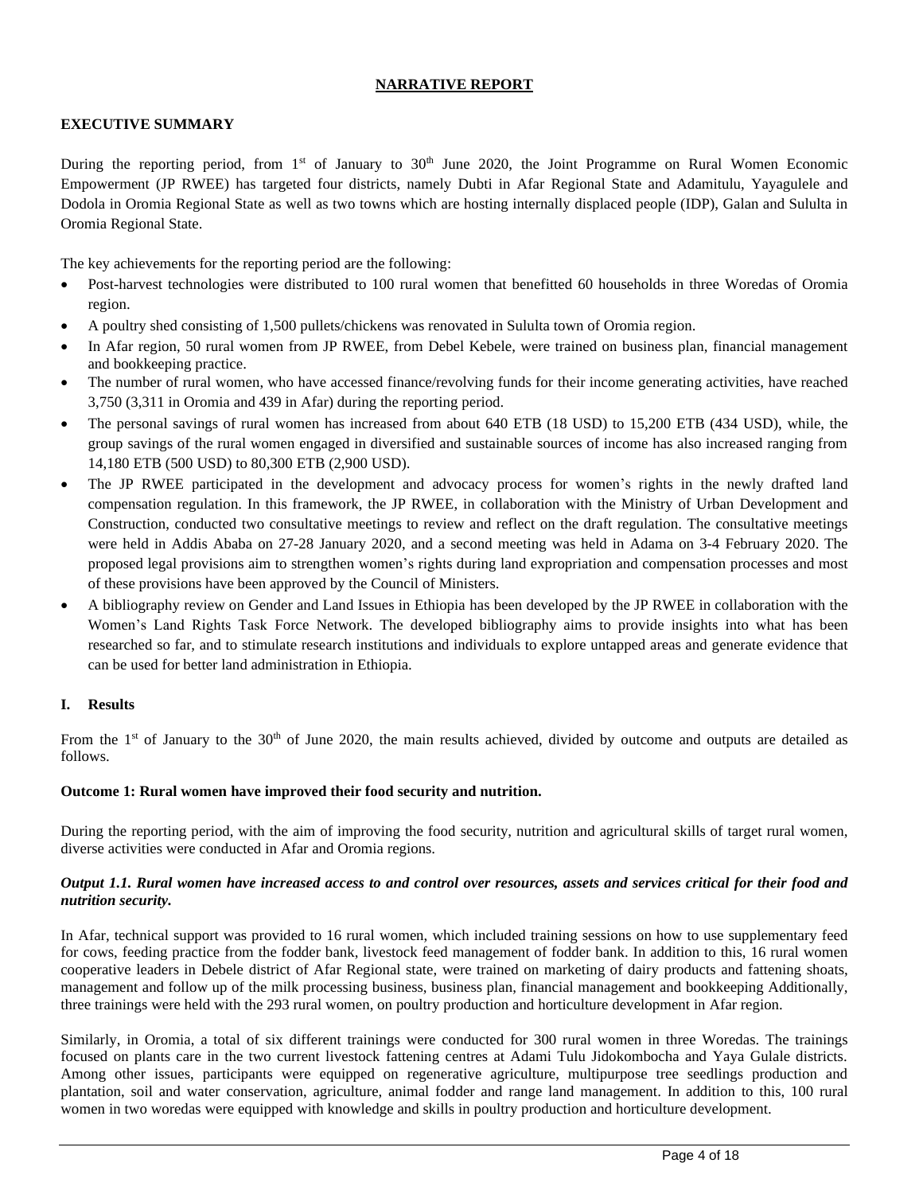**NARRATIVE REPORT**

## EXECUTIVE SUMMARY

During the reporting period, from 1st of January to 30th June 2020, the Joint Programme on Rural Women Economic Empowerment (JP RWEE) has targeted four districts, namely Dubti in Afar Regional State and Adamitulu, Yayagulele and Dodola in Oromia Regional State as well as two towns which are hosting internally displaced people (IDP), Galan and Sululta in Oromia Regional State.

The key achievements for the reporting period are the following:

- Post-harvest technologies were distributed to 100 rural women that benefitted 60 households in three Woredas of Oromia region.
- A poultry shed consisting of 1,500 pullets/chickens was renovated in Sululta town of Oromia region.
- In Afar region, 50 rural women from JP RWEE, from Debel Kebele, were trained on business plan, financial management and bookkeeping practice.
- The number of rural women, who have accessed finance/revolving funds for their income generating activities, have reached 3,750 (3,311 in Oromia and 439 in Afar) during the reporting period.
- The personal savings of rural women has increased from about 640 ETB (18 USD) to 15,200 ETB (434 USD), while, the group savings of the rural women engaged in diversified and sustainable sources of income has also increased ranging from 14,180 ETB (500 USD) to 80,300 ETB (2,900 USD).
- The JP RWEE participated in the development and advocacy process for women's rights in the newly drafted land compensation regulation. In this framework, the JP RWEE, in collaboration with the Ministry of Urban Development and Construction, conducted two consultative meetings to review and reflect on the draft regulation. The consultative meetings were held in Addis Ababa on 27-28 January 2020, and a second meeting was held in Adama on 3-4 February 2020. The proposed legal provisions aim to strengthen women's rights during land expropriation and compensation processes and most of these provisions have been approved by the Council of Ministers.
- A bibliography review on Gender and Land Issues in Ethiopia has been developed by the JP RWEE in collaboration with the Women's Land Rights Task Force Network. The developed bibliography aims to provide insights into what has been researched so far, and to stimulate research institutions and individuals to explore untapped areas and generate evidence that can be used for better land administration in Ethiopia.

## I. Results

From the 1st of January to the 30th of June 2020, the main results achieved, divided by outcome and outputs are detailed as follows.

### Outcome 1: Rural women have improved their food security and nutrition.

During the reporting period, with the aim of improving the food security, nutrition and agricultural skills of target rural women, diverse activities were conducted in Afar and Oromia regions.

#### *Output 1.1. Rural women have increased access to and control over resources, assets and services critical for their food and nutrition security.*

In Afar, technical support was provided to 16 rural women, which included training sessions on how to use supplementary feed for cows, feeding practice from the fodder bank, livestock feed management of fodder bank. In addition to this, 16 rural women cooperative leaders in Debele district of Afar Regional state, were trained on marketing of dairy products and fattening shoats, management and follow up of the milk processing business, business plan, financial management and bookkeeping Additionally, three trainings were held with the 293 rural women, on poultry production and horticulture development in Afar region.

Similarly, in Oromia, a total of six different trainings were conducted for 300 rural women in three Woredas. The trainings focused on plants care in the two current livestock fattening centres at Adami Tulu Jidokombocha and Yaya Gulale districts. Among other issues, participants were equipped on regenerative agriculture, multipurpose tree seedlings production and plantation, soil and water conservation, agriculture, animal fodder and range land management. In addition to this, 100 rural women in two woredas were equipped with knowledge and skills in poultry production and horticulture development.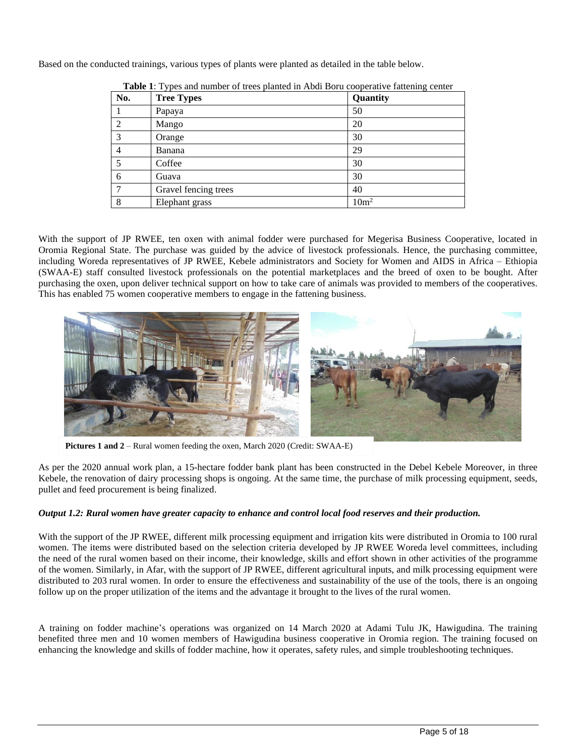Based on the conducted trainings, various types of plants were planted as detailed in the table below.

**Table 1**: Types and number of trees planted in Abdi Boru cooperative fattening center

| No. | Tree Types | Quantity |
|---|---|---|
| 1 | Papaya | 50 |
| 2 | Mango | 20 |
| 3 | Orange | 30 |
| 4 | Banana | 29 |
| 5 | Coffee | 30 |
| 6 | Guava | 30 |
| 7 | Gravel fencing trees | 40 |
| 8 | Elephant grass | $10m^2$ |

With the support of JP RWEE, ten oxen with animal fodder were purchased for Megerisa Business Cooperative, located in Oromia Regional State. The purchase was guided by the advice of livestock professionals. Hence, the purchasing committee, including Woreda representatives of JP RWEE, Kebele administrators and Society for Women and AIDS in Africa – Ethiopia (SWAA-E) staff consulted livestock professionals on the potential marketplaces and the breed of oxen to be bought. After purchasing the oxen, upon deliver technical support on how to take care of animals was provided to members of the cooperatives. This has enabled 75 women cooperative members to engage in the fattening business.

**Pictures 1 and 2** – Rural women feeding the oxen, March 2020 (Credit: SWAA-E)

As per the 2020 annual work plan, a 15-hectare fodder bank plant has been constructed in the Debel Kebele Moreover, in three Kebele, the renovation of dairy processing shops is ongoing. At the same time, the purchase of milk processing equipment, seeds, pullet and feed procurement is being finalized.

***Output 1.2: Rural women have greater capacity to enhance and control local food reserves and their production.***

With the support of the JP RWEE, different milk processing equipment and irrigation kits were distributed in Oromia to 100 rural women. The items were distributed based on the selection criteria developed by JP RWEE Woreda level committees, including the need of the rural women based on their income, their knowledge, skills and effort shown in other activities of the programme of the women. Similarly, in Afar, with the support of JP RWEE, different agricultural inputs, and milk processing equipment were distributed to 203 rural women. In order to ensure the effectiveness and sustainability of the use of the tools, there is an ongoing follow up on the proper utilization of the items and the advantage it brought to the lives of the rural women.

A training on fodder machine's operations was organized on 14 March 2020 at Adami Tulu JK, Hawigudina. The training benefited three men and 10 women members of Hawigudina business cooperative in Oromia region. The training focused on enhancing the knowledge and skills of fodder machine, how it operates, safety rules, and simple troubleshooting techniques.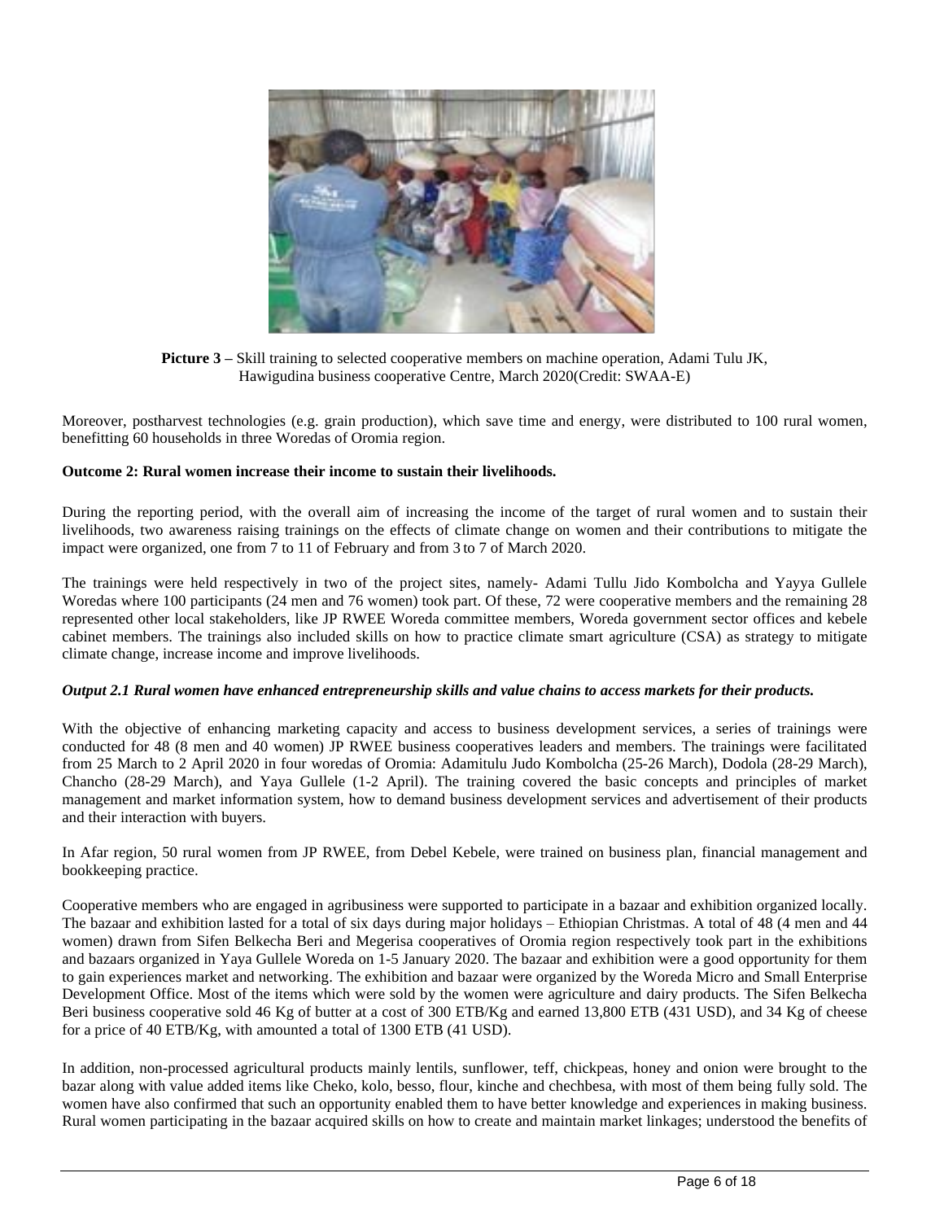**Picture 3 –** Skill training to selected cooperative members on machine operation, Adami Tulu JK, Hawigudina business cooperative Centre, March 2020(Credit: SWAA-E)

Moreover, postharvest technologies (e.g. grain production), which save time and energy, were distributed to 100 rural women, benefitting 60 households in three Woredas of Oromia region.

**Outcome 2: Rural women increase their income to sustain their livelihoods.**

During the reporting period, with the overall aim of increasing the income of the target of rural women and to sustain their livelihoods, two awareness raising trainings on the effects of climate change on women and their contributions to mitigate the impact were organized, one from 7 to 11 of February and from 3 to 7 of March 2020.

The trainings were held respectively in two of the project sites, namely- Adami Tullu Jido Kombolcha and Yayya Gullele Woredas where 100 participants (24 men and 76 women) took part. Of these, 72 were cooperative members and the remaining 28 represented other local stakeholders, like JP RWEE Woreda committee members, Woreda government sector offices and kebele cabinet members. The trainings also included skills on how to practice climate smart agriculture (CSA) as strategy to mitigate climate change, increase income and improve livelihoods.

***Output 2.1 Rural women have enhanced entrepreneurship skills and value chains to access markets for their products.***

With the objective of enhancing marketing capacity and access to business development services, a series of trainings were conducted for 48 (8 men and 40 women) JP RWEE business cooperatives leaders and members. The trainings were facilitated from 25 March to 2 April 2020 in four woredas of Oromia: Adamitulu Judo Kombolcha (25-26 March), Dodola (28-29 March), Chancho (28-29 March), and Yaya Gullele (1-2 April). The training covered the basic concepts and principles of market management and market information system, how to demand business development services and advertisement of their products and their interaction with buyers.

In Afar region, 50 rural women from JP RWEE, from Debel Kebele, were trained on business plan, financial management and bookkeeping practice.

Cooperative members who are engaged in agribusiness were supported to participate in a bazaar and exhibition organized locally. The bazaar and exhibition lasted for a total of six days during major holidays – Ethiopian Christmas. A total of 48 (4 men and 44 women) drawn from Sifen Belkecha Beri and Megerisa cooperatives of Oromia region respectively took part in the exhibitions and bazaars organized in Yaya Gullele Woreda on 1-5 January 2020. The bazaar and exhibition were a good opportunity for them to gain experiences market and networking. The exhibition and bazaar were organized by the Woreda Micro and Small Enterprise Development Office. Most of the items which were sold by the women were agriculture and dairy products. The Sifen Belkecha Beri business cooperative sold 46 Kg of butter at a cost of 300 ETB/Kg and earned 13,800 ETB (431 USD), and 34 Kg of cheese for a price of 40 ETB/Kg, with amounted a total of 1300 ETB (41 USD).

In addition, non-processed agricultural products mainly lentils, sunflower, teff, chickpeas, honey and onion were brought to the bazar along with value added items like Cheko, kolo, besso, flour, kinche and chechbesa, with most of them being fully sold. The women have also confirmed that such an opportunity enabled them to have better knowledge and experiences in making business. Rural women participating in the bazaar acquired skills on how to create and maintain market linkages; understood the benefits of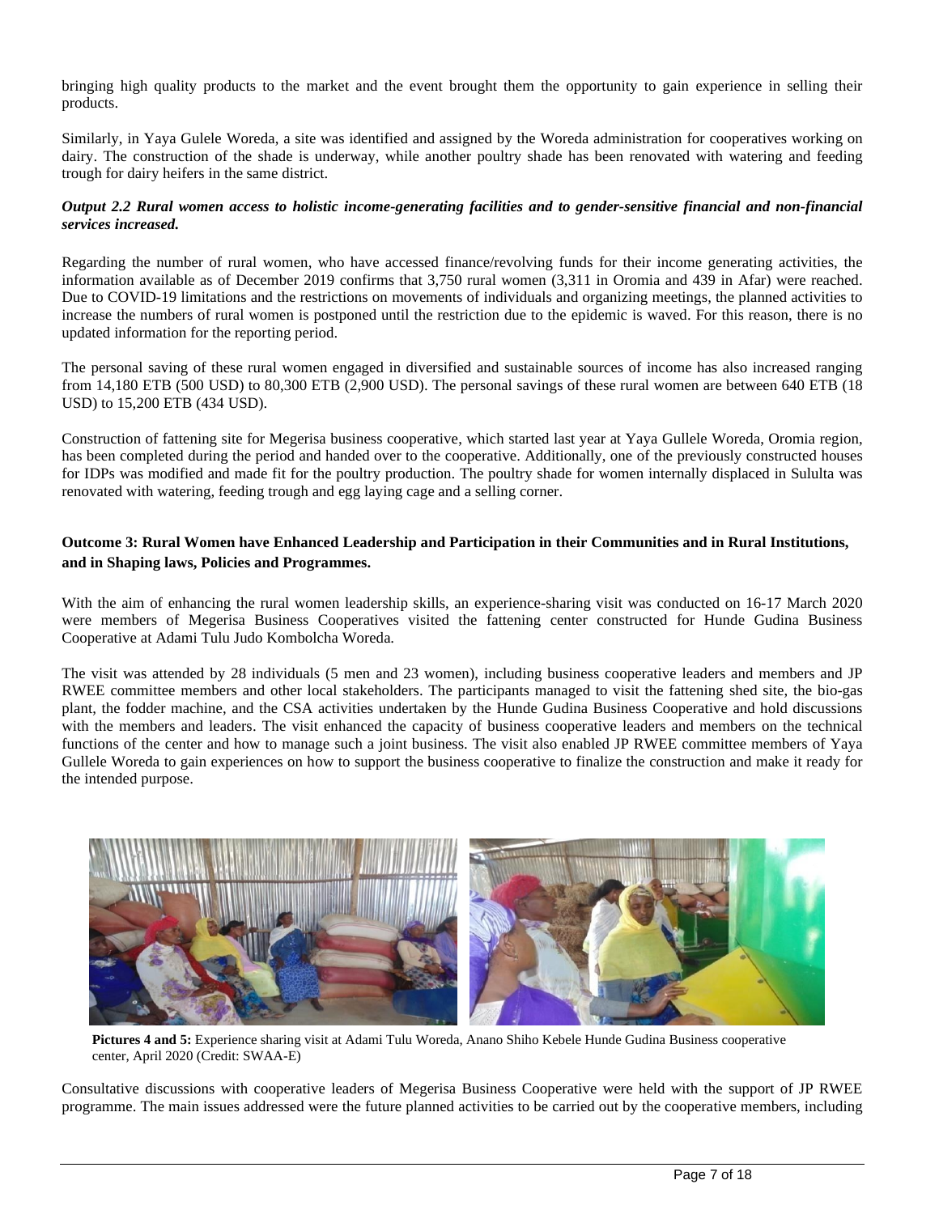bringing high quality products to the market and the event brought them the opportunity to gain experience in selling their products.

Similarly, in Yaya Gulele Woreda, a site was identified and assigned by the Woreda administration for cooperatives working on dairy. The construction of the shade is underway, while another poultry shade has been renovated with watering and feeding trough for dairy heifers in the same district.

***Output 2.2 Rural women access to holistic income-generating facilities and to gender-sensitive financial and non-financial services increased.***

Regarding the number of rural women, who have accessed finance/revolving funds for their income generating activities, the information available as of December 2019 confirms that 3,750 rural women (3,311 in Oromia and 439 in Afar) were reached. Due to COVID-19 limitations and the restrictions on movements of individuals and organizing meetings, the planned activities to increase the numbers of rural women is postponed until the restriction due to the epidemic is waved. For this reason, there is no updated information for the reporting period.

The personal saving of these rural women engaged in diversified and sustainable sources of income has also increased ranging from 14,180 ETB (500 USD) to 80,300 ETB (2,900 USD). The personal savings of these rural women are between 640 ETB (18 USD) to 15,200 ETB (434 USD).

Construction of fattening site for Megerisa business cooperative, which started last year at Yaya Gullele Woreda, Oromia region, has been completed during the period and handed over to the cooperative. Additionally, one of the previously constructed houses for IDPs was modified and made fit for the poultry production. The poultry shade for women internally displaced in Sululta was renovated with watering, feeding trough and egg laying cage and a selling corner.

**Outcome 3: Rural Women have Enhanced Leadership and Participation in their Communities and in Rural Institutions, and in Shaping laws, Policies and Programmes.**

With the aim of enhancing the rural women leadership skills, an experience-sharing visit was conducted on 16-17 March 2020 were members of Megerisa Business Cooperatives visited the fattening center constructed for Hunde Gudina Business Cooperative at Adami Tulu Judo Kombolcha Woreda.

The visit was attended by 28 individuals (5 men and 23 women), including business cooperative leaders and members and JP RWEE committee members and other local stakeholders. The participants managed to visit the fattening shed site, the bio-gas plant, the fodder machine, and the CSA activities undertaken by the Hunde Gudina Business Cooperative and hold discussions with the members and leaders. The visit enhanced the capacity of business cooperative leaders and members on the technical functions of the center and how to manage such a joint business. The visit also enabled JP RWEE committee members of Yaya Gullele Woreda to gain experiences on how to support the business cooperative to finalize the construction and make it ready for the intended purpose.

**Pictures 4 and 5:** Experience sharing visit at Adami Tulu Woreda, Anano Shiho Kebele Hunde Gudina Business cooperative center, April 2020 (Credit: SWAA-E)

Consultative discussions with cooperative leaders of Megerisa Business Cooperative were held with the support of JP RWEE programme. The main issues addressed were the future planned activities to be carried out by the cooperative members, including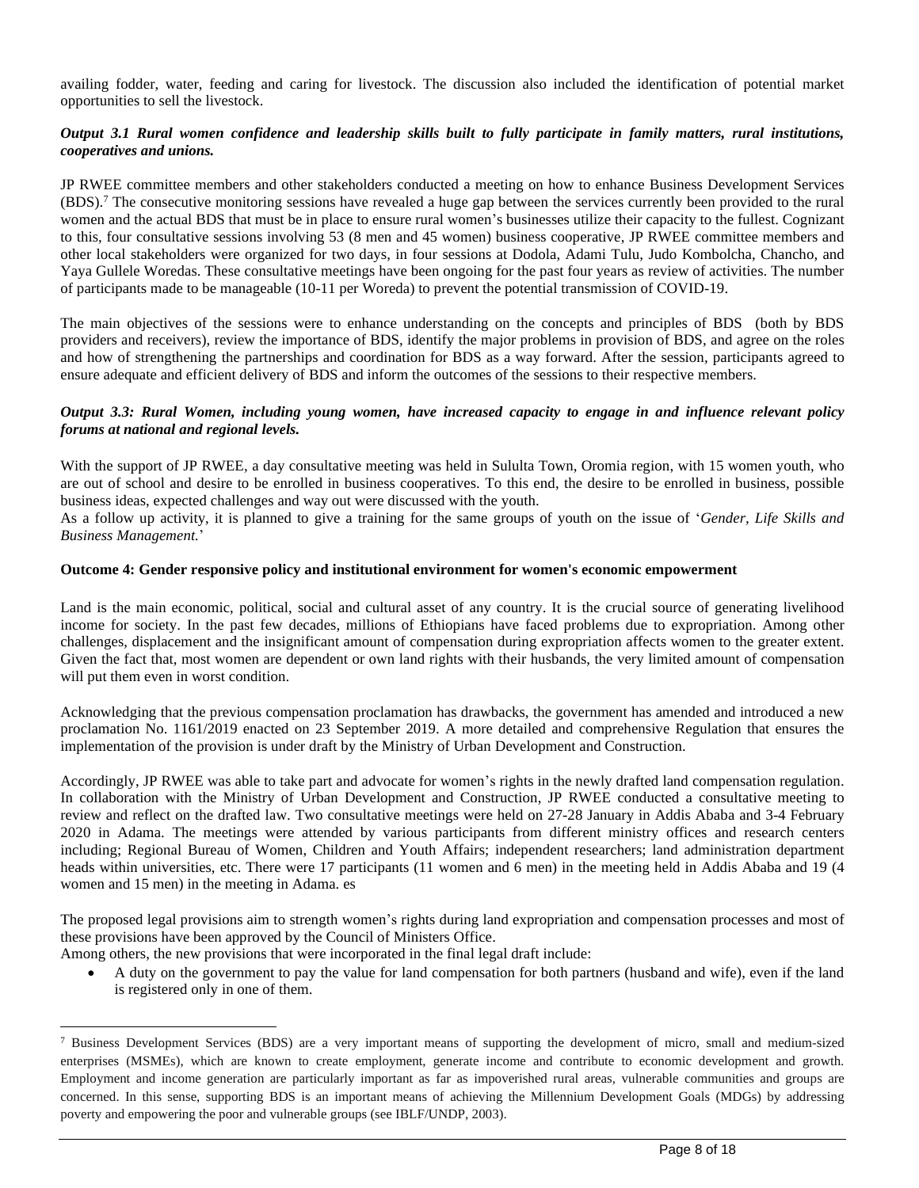availing fodder, water, feeding and caring for livestock. The discussion also included the identification of potential market opportunities to sell the livestock.

***Output 3.1 Rural women confidence and leadership skills built to fully participate in family matters, rural institutions, cooperatives and unions.***

JP RWEE committee members and other stakeholders conducted a meeting on how to enhance Business Development Services (BDS).[7] The consecutive monitoring sessions have revealed a huge gap between the services currently been provided to the rural women and the actual BDS that must be in place to ensure rural women's businesses utilize their capacity to the fullest. Cognizant to this, four consultative sessions involving 53 (8 men and 45 women) business cooperative, JP RWEE committee members and other local stakeholders were organized for two days, in four sessions at Dodola, Adami Tulu, Judo Kombolcha, Chancho, and Yaya Gullele Woredas. These consultative meetings have been ongoing for the past four years as review of activities. The number of participants made to be manageable (10-11 per Woreda) to prevent the potential transmission of COVID-19.

The main objectives of the sessions were to enhance understanding on the concepts and principles of BDS (both by BDS providers and receivers), review the importance of BDS, identify the major problems in provision of BDS, and agree on the roles and how of strengthening the partnerships and coordination for BDS as a way forward. After the session, participants agreed to ensure adequate and efficient delivery of BDS and inform the outcomes of the sessions to their respective members.

***Output 3.3: Rural Women, including young women, have increased capacity to engage in and influence relevant policy forums at national and regional levels.***

With the support of JP RWEE, a day consultative meeting was held in Sululta Town, Oromia region, with 15 women youth, who are out of school and desire to be enrolled in business cooperatives. To this end, the desire to be enrolled in business, possible business ideas, expected challenges and way out were discussed with the youth.
As a follow up activity, it is planned to give a training for the same groups of youth on the issue of '*Gender, Life Skills and Business Management.*'

**Outcome 4: Gender responsive policy and institutional environment for women's economic empowerment**

Land is the main economic, political, social and cultural asset of any country. It is the crucial source of generating livelihood income for society. In the past few decades, millions of Ethiopians have faced problems due to expropriation. Among other challenges, displacement and the insignificant amount of compensation during expropriation affects women to the greater extent. Given the fact that, most women are dependent or own land rights with their husbands, the very limited amount of compensation will put them even in worst condition.

Acknowledging that the previous compensation proclamation has drawbacks, the government has amended and introduced a new proclamation No. 1161/2019 enacted on 23 September 2019. A more detailed and comprehensive Regulation that ensures the implementation of the provision is under draft by the Ministry of Urban Development and Construction.

Accordingly, JP RWEE was able to take part and advocate for women's rights in the newly drafted land compensation regulation. In collaboration with the Ministry of Urban Development and Construction, JP RWEE conducted a consultative meeting to review and reflect on the drafted law. Two consultative meetings were held on 27-28 January in Addis Ababa and 3-4 February 2020 in Adama. The meetings were attended by various participants from different ministry offices and research centers including; Regional Bureau of Women, Children and Youth Affairs; independent researchers; land administration department heads within universities, etc. There were 17 participants (11 women and 6 men) in the meeting held in Addis Ababa and 19 (4 women and 15 men) in the meeting in Adama. es

The proposed legal provisions aim to strength women's rights during land expropriation and compensation processes and most of these provisions have been approved by the Council of Ministers Office.
Among others, the new provisions that were incorporated in the final legal draft include:

- A duty on the government to pay the value for land compensation for both partners (husband and wife), even if the land is registered only in one of them.

[7] Business Development Services (BDS) are a very important means of supporting the development of micro, small and medium-sized enterprises (MSMEs), which are known to create employment, generate income and contribute to economic development and growth. Employment and income generation are particularly important as far as impoverished rural areas, vulnerable communities and groups are concerned. In this sense, supporting BDS is an important means of achieving the Millennium Development Goals (MDGs) by addressing poverty and empowering the poor and vulnerable groups (see IBLF/UNDP, 2003).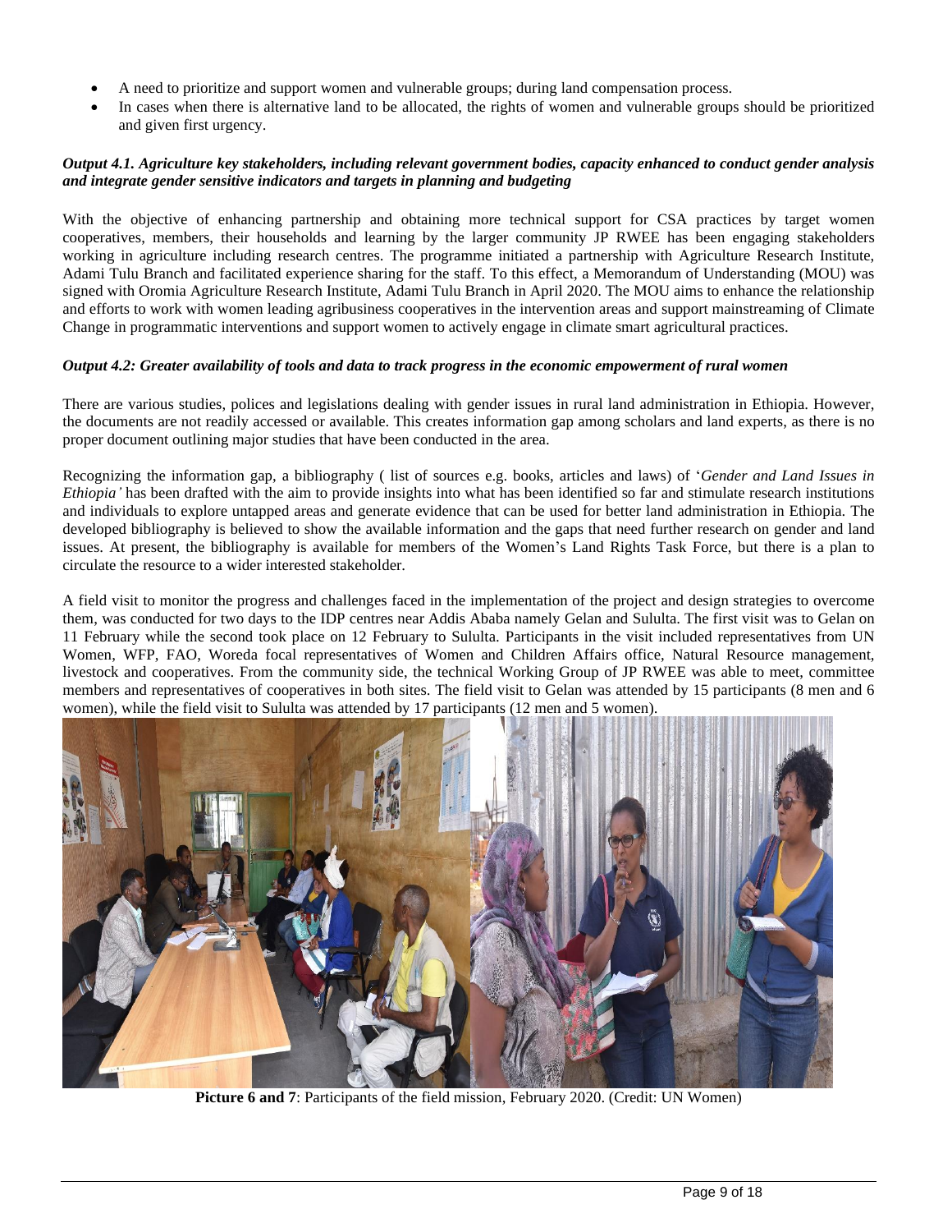- A need to prioritize and support women and vulnerable groups; during land compensation process.
- In cases when there is alternative land to be allocated, the rights of women and vulnerable groups should be prioritized and given first urgency.

***Output 4.1. Agriculture key stakeholders, including relevant government bodies, capacity enhanced to conduct gender analysis and integrate gender sensitive indicators and targets in planning and budgeting***

With the objective of enhancing partnership and obtaining more technical support for CSA practices by target women cooperatives, members, their households and learning by the larger community JP RWEE has been engaging stakeholders working in agriculture including research centres. The programme initiated a partnership with Agriculture Research Institute, Adami Tulu Branch and facilitated experience sharing for the staff. To this effect, a Memorandum of Understanding (MOU) was signed with Oromia Agriculture Research Institute, Adami Tulu Branch in April 2020. The MOU aims to enhance the relationship and efforts to work with women leading agribusiness cooperatives in the intervention areas and support mainstreaming of Climate Change in programmatic interventions and support women to actively engage in climate smart agricultural practices.

***Output 4.2: Greater availability of tools and data to track progress in the economic empowerment of rural women***

There are various studies, polices and legislations dealing with gender issues in rural land administration in Ethiopia. However, the documents are not readily accessed or available. This creates information gap among scholars and land experts, as there is no proper document outlining major studies that have been conducted in the area.

Recognizing the information gap, a bibliography ( list of sources e.g. books, articles and laws) of '*Gender and Land Issues in Ethiopia'* has been drafted with the aim to provide insights into what has been identified so far and stimulate research institutions and individuals to explore untapped areas and generate evidence that can be used for better land administration in Ethiopia. The developed bibliography is believed to show the available information and the gaps that need further research on gender and land issues. At present, the bibliography is available for members of the Women's Land Rights Task Force, but there is a plan to circulate the resource to a wider interested stakeholder.

A field visit to monitor the progress and challenges faced in the implementation of the project and design strategies to overcome them, was conducted for two days to the IDP centres near Addis Ababa namely Gelan and Sululta. The first visit was to Gelan on 11 February while the second took place on 12 February to Sululta. Participants in the visit included representatives from UN Women, WFP, FAO, Woreda focal representatives of Women and Children Affairs office, Natural Resource management, livestock and cooperatives. From the community side, the technical Working Group of JP RWEE was able to meet, committee members and representatives of cooperatives in both sites. The field visit to Gelan was attended by 15 participants (8 men and 6 women), while the field visit to Sululta was attended by 17 participants (12 men and 5 women).

**Picture 6 and 7**: Participants of the field mission, February 2020. (Credit: UN Women)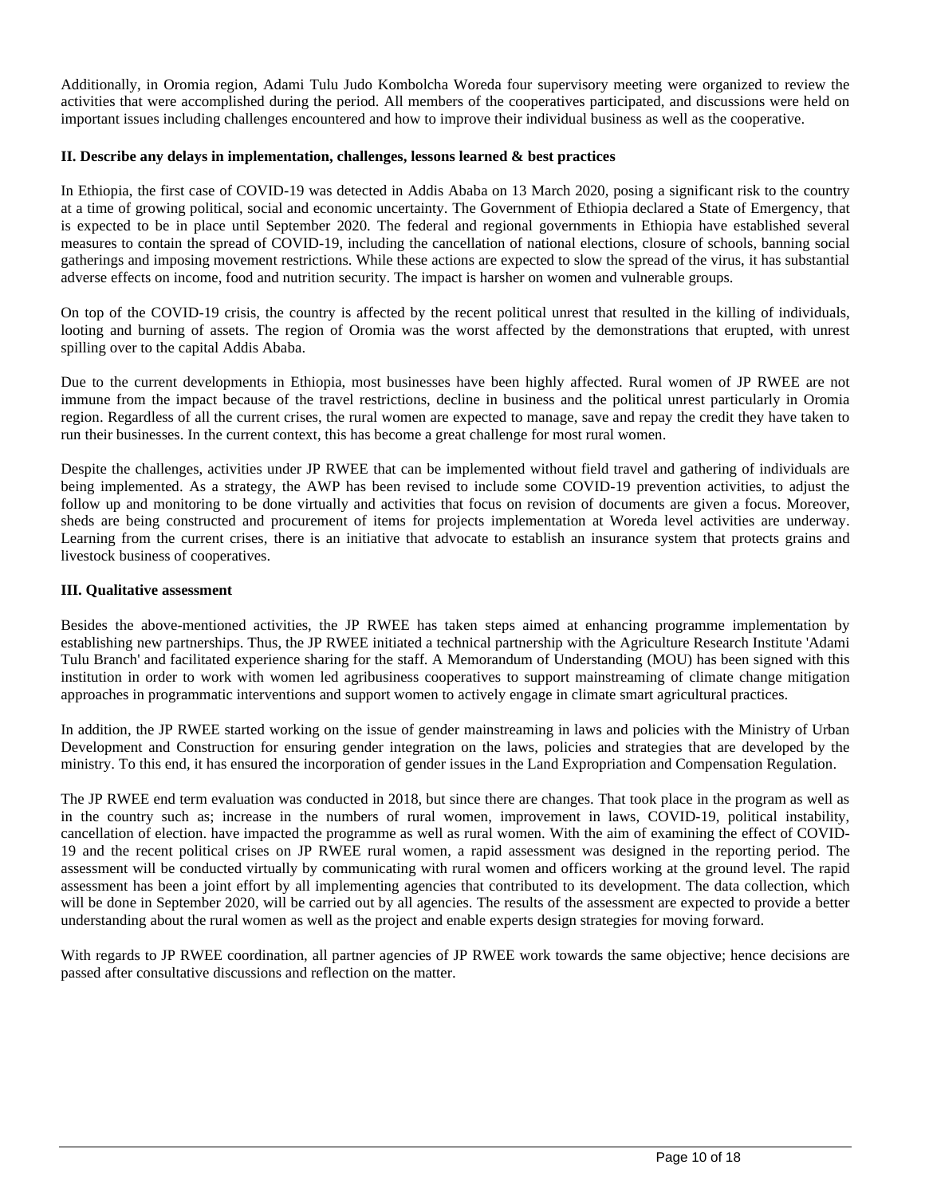Additionally, in Oromia region, Adami Tulu Judo Kombolcha Woreda four supervisory meeting were organized to review the activities that were accomplished during the period. All members of the cooperatives participated, and discussions were held on important issues including challenges encountered and how to improve their individual business as well as the cooperative.

**II. Describe any delays in implementation, challenges, lessons learned & best practices**

In Ethiopia, the first case of COVID-19 was detected in Addis Ababa on 13 March 2020, posing a significant risk to the country at a time of growing political, social and economic uncertainty. The Government of Ethiopia declared a State of Emergency, that is expected to be in place until September 2020. The federal and regional governments in Ethiopia have established several measures to contain the spread of COVID-19, including the cancellation of national elections, closure of schools, banning social gatherings and imposing movement restrictions. While these actions are expected to slow the spread of the virus, it has substantial adverse effects on income, food and nutrition security. The impact is harsher on women and vulnerable groups.

On top of the COVID-19 crisis, the country is affected by the recent political unrest that resulted in the killing of individuals, looting and burning of assets. The region of Oromia was the worst affected by the demonstrations that erupted, with unrest spilling over to the capital Addis Ababa.

Due to the current developments in Ethiopia, most businesses have been highly affected. Rural women of JP RWEE are not immune from the impact because of the travel restrictions, decline in business and the political unrest particularly in Oromia region. Regardless of all the current crises, the rural women are expected to manage, save and repay the credit they have taken to run their businesses. In the current context, this has become a great challenge for most rural women.

Despite the challenges, activities under JP RWEE that can be implemented without field travel and gathering of individuals are being implemented. As a strategy, the AWP has been revised to include some COVID-19 prevention activities, to adjust the follow up and monitoring to be done virtually and activities that focus on revision of documents are given a focus. Moreover, sheds are being constructed and procurement of items for projects implementation at Woreda level activities are underway. Learning from the current crises, there is an initiative that advocate to establish an insurance system that protects grains and livestock business of cooperatives.

**III. Qualitative assessment**

Besides the above-mentioned activities, the JP RWEE has taken steps aimed at enhancing programme implementation by establishing new partnerships. Thus, the JP RWEE initiated a technical partnership with the Agriculture Research Institute 'Adami Tulu Branch' and facilitated experience sharing for the staff. A Memorandum of Understanding (MOU) has been signed with this institution in order to work with women led agribusiness cooperatives to support mainstreaming of climate change mitigation approaches in programmatic interventions and support women to actively engage in climate smart agricultural practices.

In addition, the JP RWEE started working on the issue of gender mainstreaming in laws and policies with the Ministry of Urban Development and Construction for ensuring gender integration on the laws, policies and strategies that are developed by the ministry. To this end, it has ensured the incorporation of gender issues in the Land Expropriation and Compensation Regulation.

The JP RWEE end term evaluation was conducted in 2018, but since there are changes. That took place in the program as well as in the country such as; increase in the numbers of rural women, improvement in laws, COVID-19, political instability, cancellation of election. have impacted the programme as well as rural women. With the aim of examining the effect of COVID-19 and the recent political crises on JP RWEE rural women, a rapid assessment was designed in the reporting period. The assessment will be conducted virtually by communicating with rural women and officers working at the ground level. The rapid assessment has been a joint effort by all implementing agencies that contributed to its development. The data collection, which will be done in September 2020, will be carried out by all agencies. The results of the assessment are expected to provide a better understanding about the rural women as well as the project and enable experts design strategies for moving forward.

With regards to JP RWEE coordination, all partner agencies of JP RWEE work towards the same objective; hence decisions are passed after consultative discussions and reflection on the matter.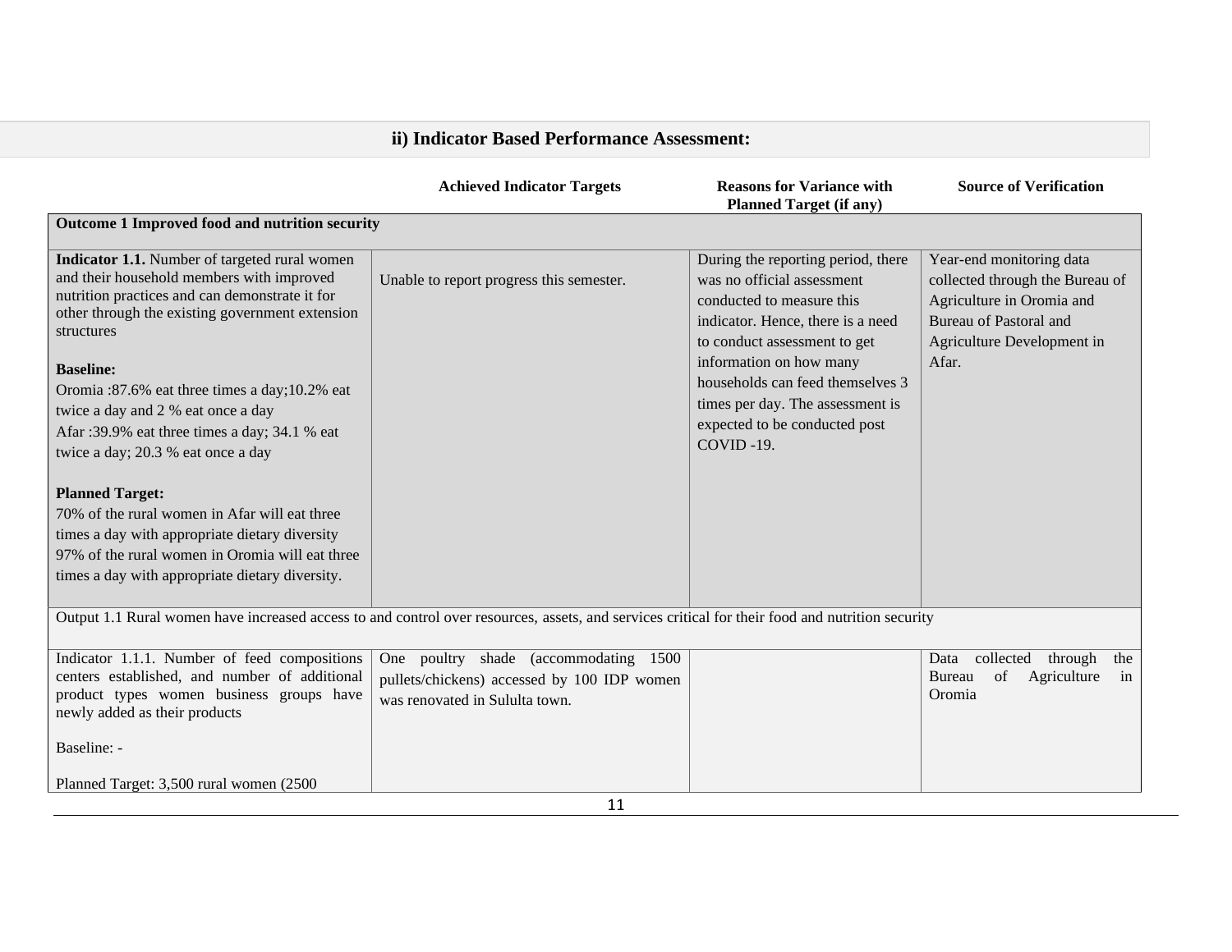## ii) Indicator Based Performance Assessment:

| | Achieved Indicator Targets | Reasons for Variance with Planned Target (if any) | Source of Verification |
|---|---|---|---|
| **Outcome 1 Improved food and nutrition security** | | | |
| **Indicator 1.1.** Number of targeted rural women and their household members with improved nutrition practices and can demonstrate it for other through the existing government extension structures<br><br>**Baseline:**<br>Oromia :87.6% eat three times a day;10.2% eat twice a day and 2 % eat once a day<br>Afar :39.9% eat three times a day; 34.1 % eat twice a day; 20.3 % eat once a day<br><br>**Planned Target:**<br>70% of the rural women in Afar will eat three times a day with appropriate dietary diversity<br>97% of the rural women in Oromia will eat three times a day with appropriate dietary diversity. | Unable to report progress this semester. | During the reporting period, there was no official assessment conducted to measure this indicator. Hence, there is a need to conduct assessment to get information on how many households can feed themselves 3 times per day. The assessment is expected to be conducted post COVID -19. | Year-end monitoring data collected through the Bureau of Agriculture in Oromia and Bureau of Pastoral and Agriculture Development in Afar. |
| Output 1.1 Rural women have increased access to and control over resources, assets, and services critical for their food and nutrition security | | | |
| Indicator 1.1.1. Number of feed compositions centers established, and number of additional product types women business groups have newly added as their products<br><br>Baseline: -<br><br>Planned Target: 3,500 rural women (2500 | One poultry shade (accommodating 1500 pullets/chickens) accessed by 100 IDP women was renovated in Sululta town. | | Data collected through the Bureau of Agriculture in Oromia |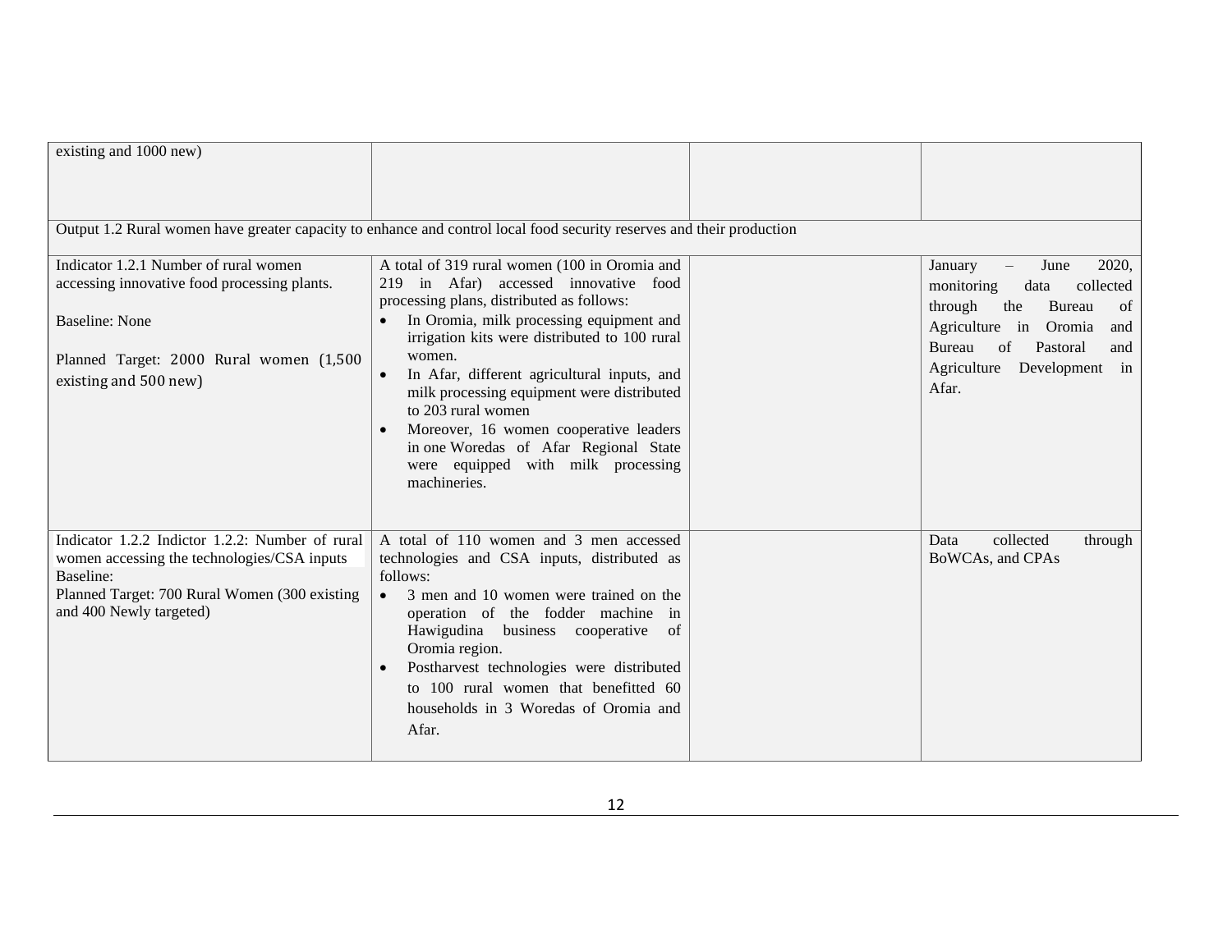| | | | |
|---|---|---|---|
| existing and 1000 new) | | | |
| Output 1.2 Rural women have greater capacity to enhance and control local food security reserves and their production | | | |
| Indicator 1.2.1 Number of rural women accessing innovative food processing plants.<br><br>Baseline: None<br><br>Planned Target: 2000 Rural women (1,500 existing and 500 new) | A total of 319 rural women (100 in Oromia and 219 in Afar) accessed innovative food processing plans, distributed as follows:<br>• In Oromia, milk processing equipment and irrigation kits were distributed to 100 rural women.<br>• In Afar, different agricultural inputs, and milk processing equipment were distributed to 203 rural women<br>• Moreover, 16 women cooperative leaders in one Woredas of Afar Regional State were equipped with milk processing machineries. | | January – June 2020, monitoring data collected through the Bureau of Agriculture in Oromia and Bureau of Pastoral and Agriculture Development in Afar. |
| Indicator 1.2.2 Indictor 1.2.2: Number of rural women accessing the technologies/CSA inputs<br>Baseline:<br>Planned Target: 700 Rural Women (300 existing and 400 Newly targeted) | A total of 110 women and 3 men accessed technologies and CSA inputs, distributed as follows:<br>• 3 men and 10 women were trained on the operation of the fodder machine in Hawigudina business cooperative of Oromia region.<br>• Postharvest technologies were distributed to 100 rural women that benefitted 60 households in 3 Woredas of Oromia and Afar. | | Data collected through BoWCAs, and CPAs |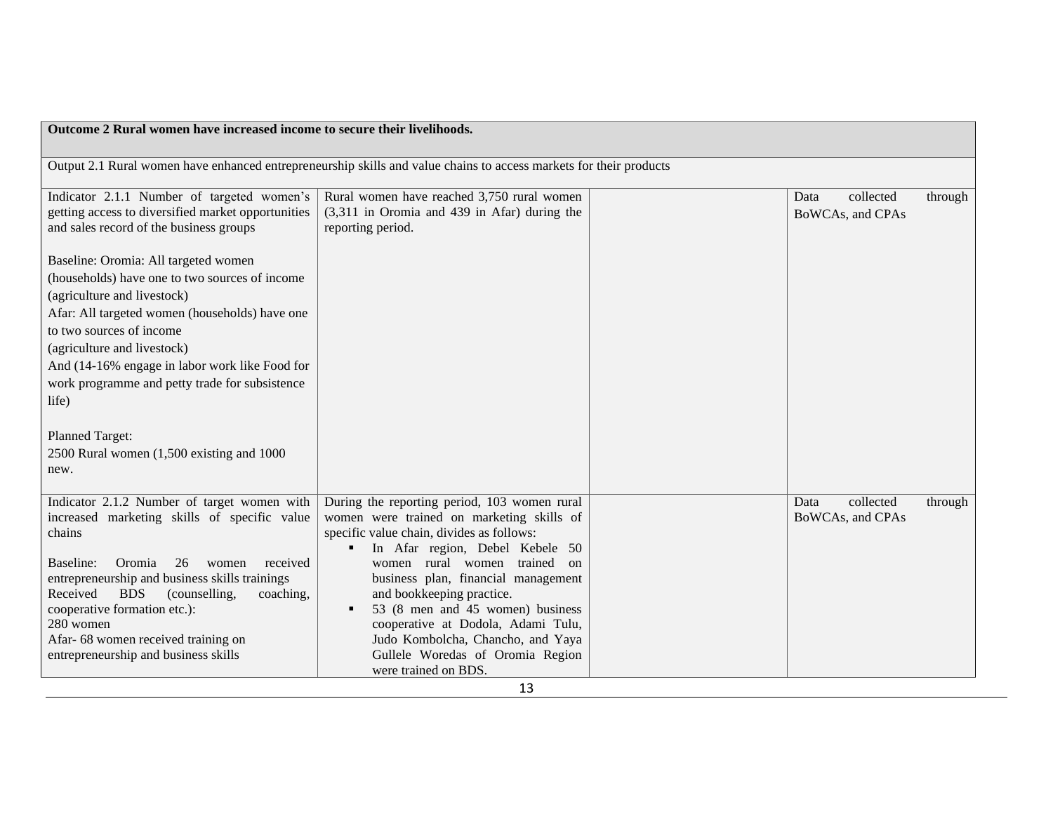| Outcome 2 Rural women have increased income to secure their livelihoods. | | | |
|---|---|---|---|
| Output 2.1 Rural women have enhanced entrepreneurship skills and value chains to access markets for their products | | | |
| Indicator 2.1.1 Number of targeted women's getting access to diversified market opportunities and sales record of the business groups<br><br>Baseline: Oromia: All targeted women (households) have one to two sources of income (agriculture and livestock)<br>Afar: All targeted women (households) have one to two sources of income (agriculture and livestock)<br>And (14-16% engage in labor work like Food for work programme and petty trade for subsistence life)<br><br>Planned Target:<br>2500 Rural women (1,500 existing and 1000 new. | Rural women have reached 3,750 rural women (3,311 in Oromia and 439 in Afar) during the reporting period. | | Data collected through BoWCAs, and CPAs |
| Indicator 2.1.2 Number of target women with increased marketing skills of specific value chains<br><br>Baseline: Oromia 26 women received entrepreneurship and business skills trainings<br>Received BDS (counselling, coaching, cooperative formation etc.):<br>280 women<br>Afar- 68 women received training on entrepreneurship and business skills | During the reporting period, 103 women rural women were trained on marketing skills of specific value chain, divides as follows:<br>▪ In Afar region, Debel Kebele 50 women rural women trained on business plan, financial management and bookkeeping practice.<br>▪ 53 (8 men and 45 women) business cooperative at Dodola, Adami Tulu, Judo Kombolcha, Chancho, and Yaya Gullele Woredas of Oromia Region were trained on BDS. | | Data collected through BoWCAs, and CPAs |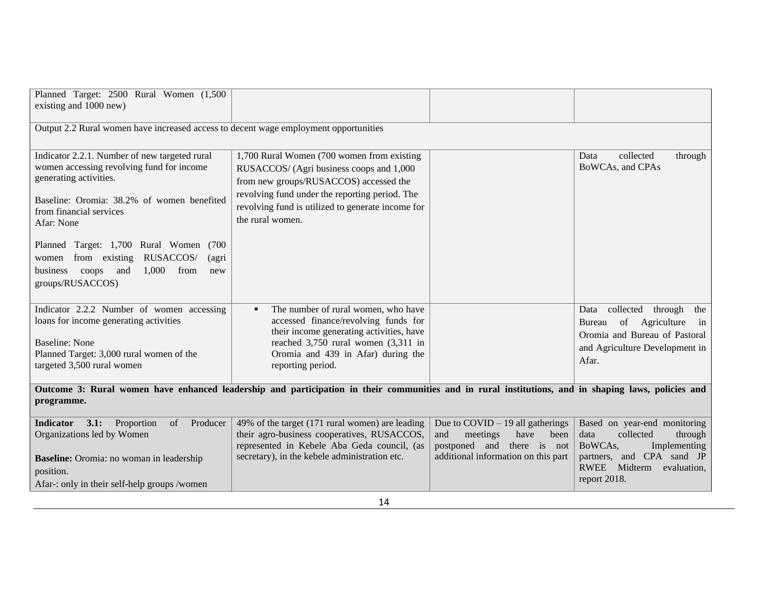| | | | |
|---|---|---|---|
| Planned Target: 2500 Rural Women (1,500 existing and 1000 new) | | | |
| Output 2.2 Rural women have increased access to decent wage employment opportunities | | | |
| Indicator 2.2.1. Number of new targeted rural women accessing revolving fund for income generating activities.<br><br>Baseline: Oromia: 38.2% of women benefited from financial services<br>Afar: None<br><br>Planned Target: 1,700 Rural Women (700 women from existing RUSACCOS/ (agri business coops and 1,000 from new groups/RUSACCOS) | 1,700 Rural Women (700 women from existing RUSACCOS/ (Agri business coops and 1,000 from new groups/RUSACCOS) accessed the revolving fund under the reporting period. The revolving fund is utilized to generate income for the rural women. | | Data collected through BoWCAs, and CPAs |
| Indicator 2.2.2 Number of women accessing loans for income generating activities<br><br>Baseline: None<br>Planned Target: 3,000 rural women of the targeted 3,500 rural women | ▪ The number of rural women, who have accessed finance/revolving funds for their income generating activities, have reached 3,750 rural women (3,311 in Oromia and 439 in Afar) during the reporting period. | | Data collected through the Bureau of Agriculture in Oromia and Bureau of Pastoral and Agriculture Development in Afar. |
| **Outcome 3: Rural women have enhanced leadership and participation in their communities and in rural institutions, and in shaping laws, policies and programme.** | | | |
| **Indicator 3.1:** Proportion of Producer Organizations led by Women<br><br>**Baseline:** Oromia: no woman in leadership position.<br>Afar-: only in their self-help groups /women | 49% of the target (171 rural women) are leading their agro-business cooperatives, RUSACCOS, represented in Kebele Aba Geda council, (as secretary), in the kebele administration etc. | Due to COVID – 19 all gatherings and meetings have been postponed and there is not additional information on this part | Based on year-end monitoring data collected through BoWCAs, Implementing partners, and CPA sand JP RWEE Midterm evaluation, report 2018. |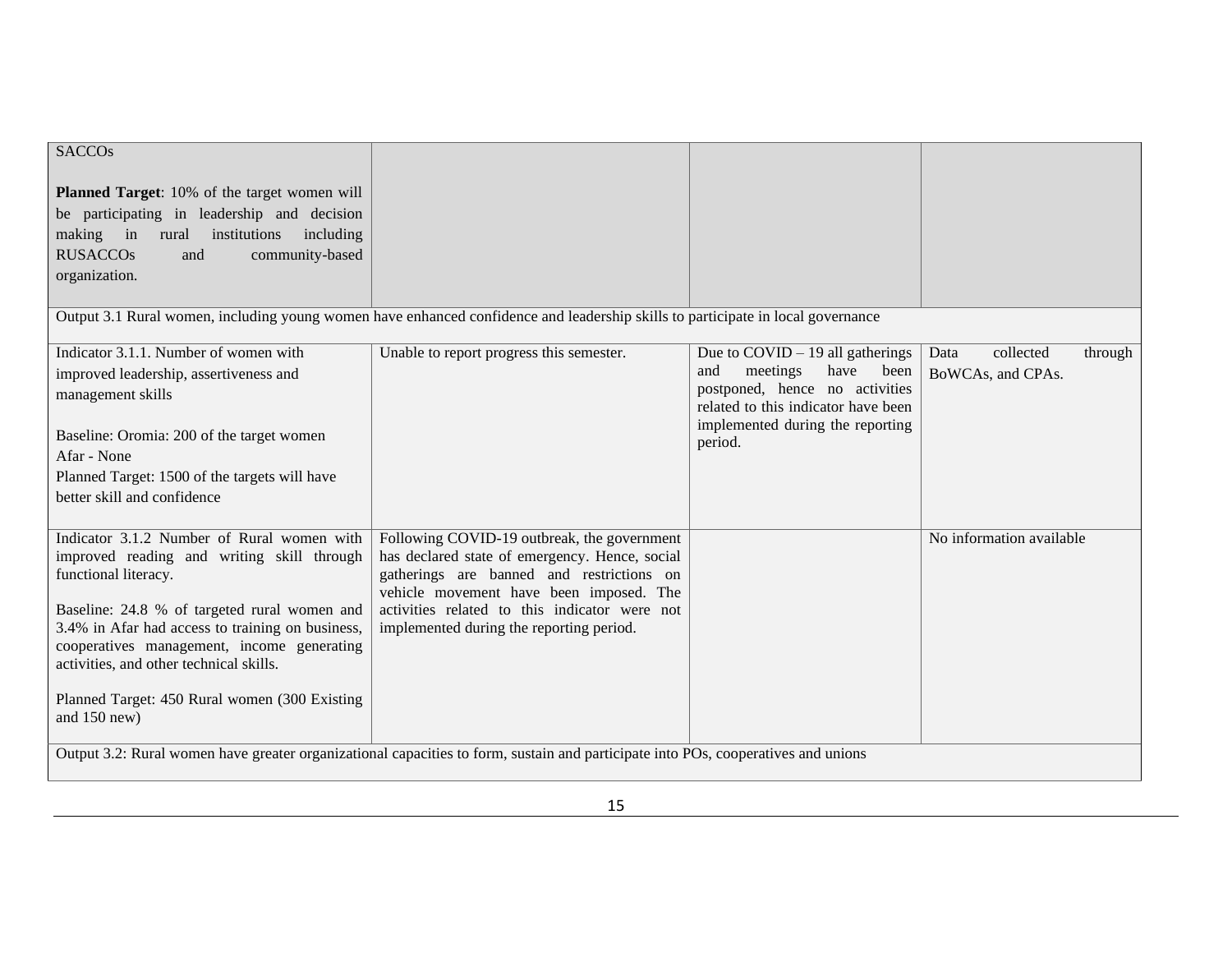| | | | |
|---|---|---|---|
| SACCOs<br><br>**Planned Target**: 10% of the target women will be participating in leadership and decision making in rural institutions including RUSACCOs and community-based organization. | | | |
| Output 3.1 Rural women, including young women have enhanced confidence and leadership skills to participate in local governance | | | |
| Indicator 3.1.1. Number of women with improved leadership, assertiveness and management skills<br><br>Baseline: Oromia: 200 of the target women<br>Afar - None<br>Planned Target: 1500 of the targets will have better skill and confidence | Unable to report progress this semester. | Due to COVID – 19 all gatherings and meetings have been postponed, hence no activities related to this indicator have been implemented during the reporting period. | Data collected through BoWCAs, and CPAs. |
| Indicator 3.1.2 Number of Rural women with improved reading and writing skill through functional literacy.<br><br>Baseline: 24.8 % of targeted rural women and 3.4% in Afar had access to training on business, cooperatives management, income generating activities, and other technical skills.<br><br>Planned Target: 450 Rural women (300 Existing and 150 new) | Following COVID-19 outbreak, the government has declared state of emergency. Hence, social gatherings are banned and restrictions on vehicle movement have been imposed. The activities related to this indicator were not implemented during the reporting period. | | No information available |
| Output 3.2: Rural women have greater organizational capacities to form, sustain and participate into POs, cooperatives and unions | | | |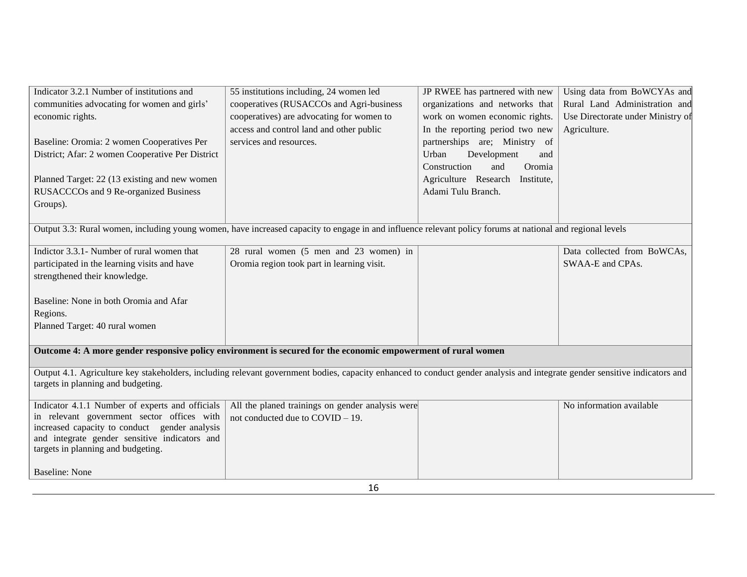| | | | |
|---|---|---|---|
| Indicator 3.2.1 Number of institutions and communities advocating for women and girls' economic rights.<br><br>Baseline: Oromia: 2 women Cooperatives Per District; Afar: 2 women Cooperative Per District<br><br>Planned Target: 22 (13 existing and new women RUSACCCOs and 9 Re-organized Business Groups). | 55 institutions including, 24 women led cooperatives (RUSACCOs and Agri-business cooperatives) are advocating for women to access and control land and other public services and resources. | JP RWEE has partnered with new organizations and networks that work on women economic rights. In the reporting period two new partnerships are; Ministry of Urban Development and Construction and Oromia Agriculture Research Institute, Adami Tulu Branch. | Using data from BoWCYAs and Rural Land Administration and Use Directorate under Ministry of Agriculture. |
| Output 3.3: Rural women, including young women, have increased capacity to engage in and influence relevant policy forums at national and regional levels | | | |
| Indictor 3.3.1- Number of rural women that participated in the learning visits and have strengthened their knowledge.<br><br>Baseline: None in both Oromia and Afar Regions.<br>Planned Target: 40 rural women | 28 rural women (5 men and 23 women) in Oromia region took part in learning visit. | | Data collected from BoWCAs, SWAA-E and CPAs. |
| **Outcome 4: A more gender responsive policy environment is secured for the economic empowerment of rural women** | | | |
| Output 4.1. Agriculture key stakeholders, including relevant government bodies, capacity enhanced to conduct gender analysis and integrate gender sensitive indicators and targets in planning and budgeting. | | | |
| Indicator 4.1.1 Number of experts and officials in relevant government sector offices with increased capacity to conduct gender analysis and integrate gender sensitive indicators and targets in planning and budgeting.<br><br>Baseline: None | All the planed trainings on gender analysis were not conducted due to COVID – 19. | | No information available |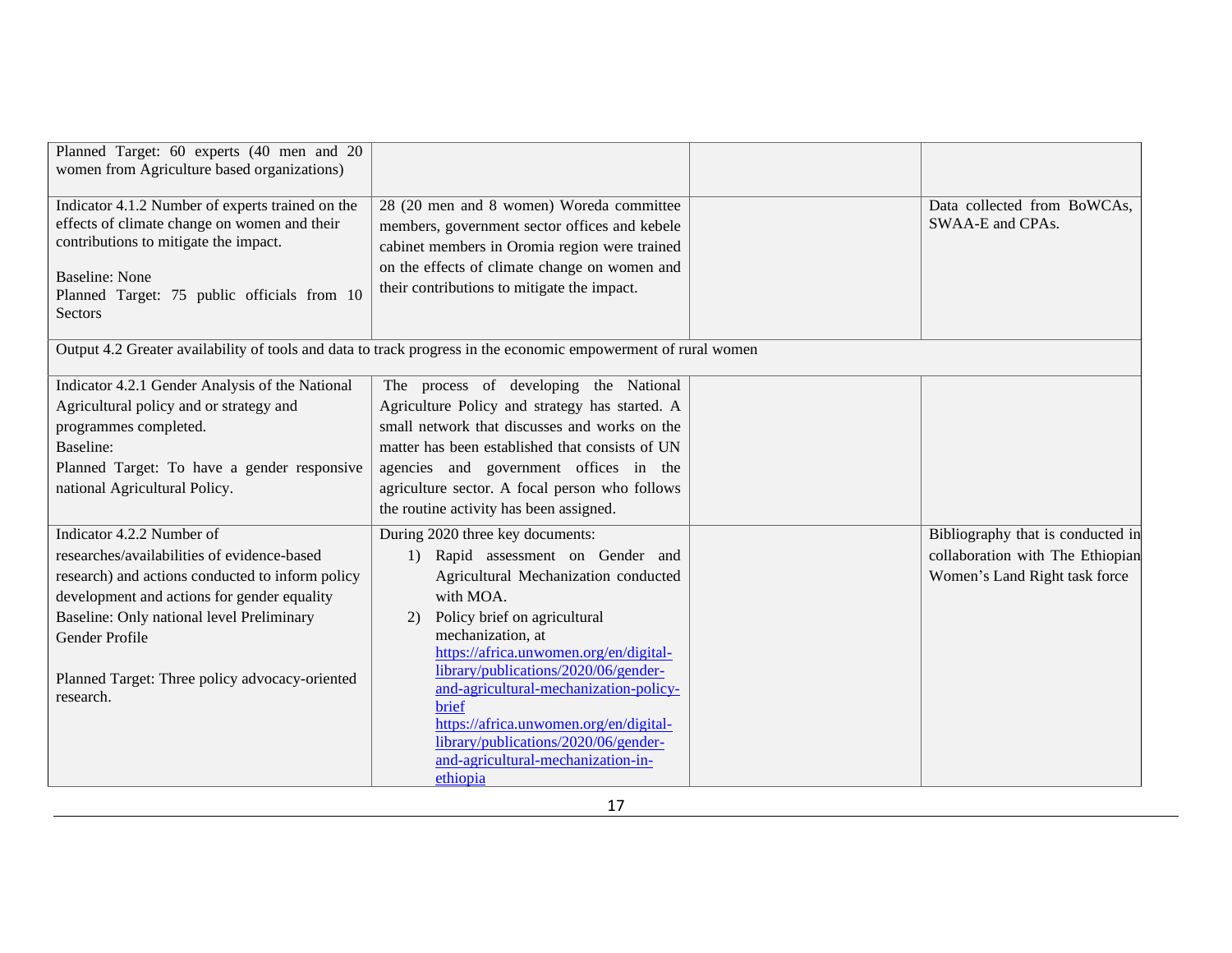| | | | |
|---|---|---|---|
| Planned Target: 60 experts (40 men and 20 women from Agriculture based organizations) | | | |
| Indicator 4.1.2 Number of experts trained on the effects of climate change on women and their contributions to mitigate the impact.<br><br>Baseline: None<br>Planned Target: 75 public officials from 10 Sectors | 28 (20 men and 8 women) Woreda committee members, government sector offices and kebele cabinet members in Oromia region were trained on the effects of climate change on women and their contributions to mitigate the impact. | | Data collected from BoWCAs, SWAA-E and CPAs. |
| Output 4.2 Greater availability of tools and data to track progress in the economic empowerment of rural women | | | |
| Indicator 4.2.1 Gender Analysis of the National Agricultural policy and or strategy and programmes completed.<br>Baseline:<br>Planned Target: To have a gender responsive national Agricultural Policy. | The process of developing the National Agriculture Policy and strategy has started. A small network that discusses and works on the matter has been established that consists of UN agencies and government offices in the agriculture sector. A focal person who follows the routine activity has been assigned. | | |
| Indicator 4.2.2 Number of researches/availabilities of evidence-based research) and actions conducted to inform policy development and actions for gender equality<br>Baseline: Only national level Preliminary Gender Profile<br><br>Planned Target: Three policy advocacy-oriented research. | During 2020 three key documents:<br>1) Rapid assessment on Gender and Agricultural Mechanization conducted with MOA.<br>2) Policy brief on agricultural mechanization, at https://africa.unwomen.org/en/digital-library/publications/2020/06/gender-and-agricultural-mechanization-policy-brief https://africa.unwomen.org/en/digital-library/publications/2020/06/gender-and-agricultural-mechanization-in-ethiopia | | Bibliography that is conducted in collaboration with The Ethiopian Women's Land Right task force |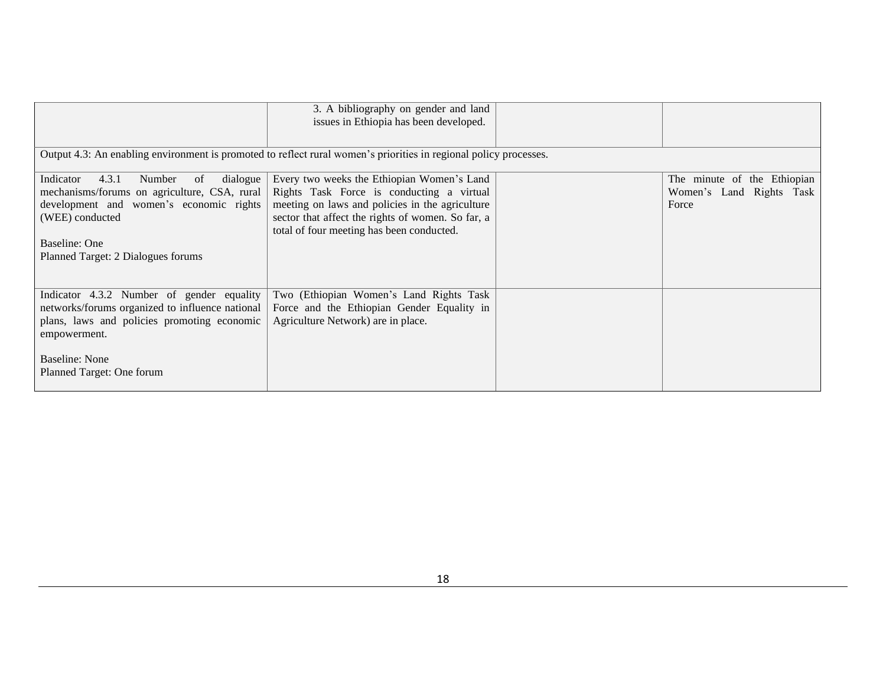| | | | |
|---|---|---|---|
| | 3. A bibliography on gender and land issues in Ethiopia has been developed. | | |
| Output 4.3: An enabling environment is promoted to reflect rural women's priorities in regional policy processes. | | | |
| Indicator 4.3.1 Number of dialogue mechanisms/forums on agriculture, CSA, rural development and women's economic rights (WEE) conducted<br><br>Baseline: One<br>Planned Target: 2 Dialogues forums | Every two weeks the Ethiopian Women's Land Rights Task Force is conducting a virtual meeting on laws and policies in the agriculture sector that affect the rights of women. So far, a total of four meeting has been conducted. | | The minute of the Ethiopian Women's Land Rights Task Force |
| Indicator 4.3.2 Number of gender equality networks/forums organized to influence national plans, laws and policies promoting economic empowerment.<br><br>Baseline: None<br>Planned Target: One forum | Two (Ethiopian Women's Land Rights Task Force and the Ethiopian Gender Equality in Agriculture Network) are in place. | | |